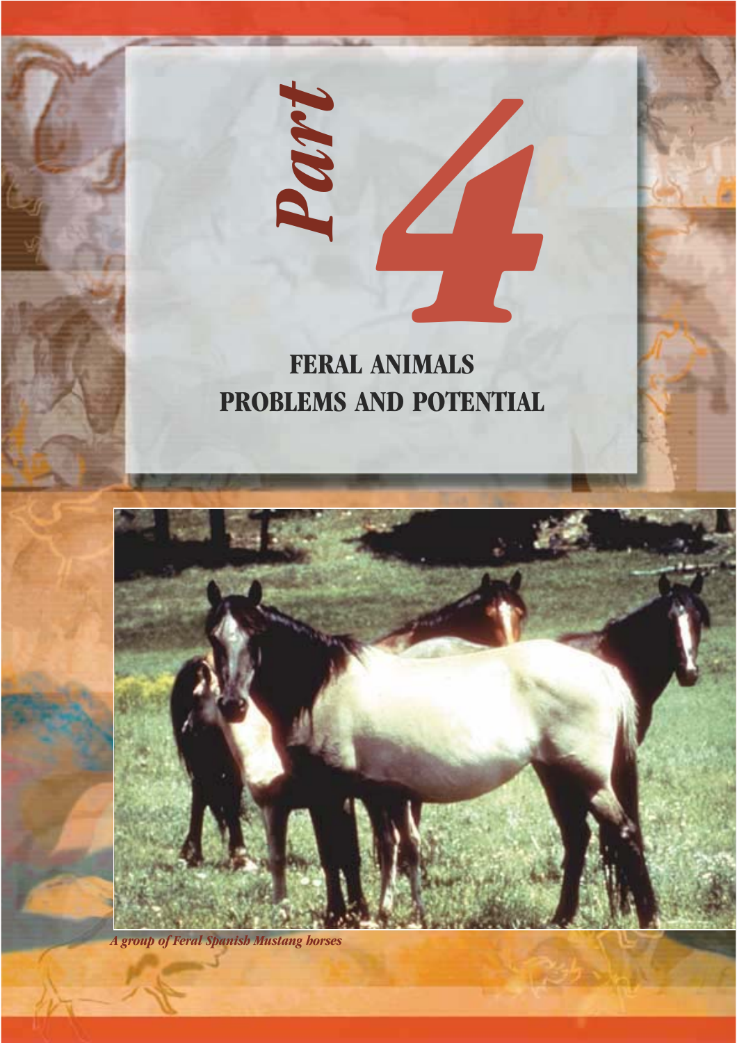# Part 4

## FERAL ANIMALS PROBLEMS AND POTENTIAL

*A group of Feral Spanish Mustang horses*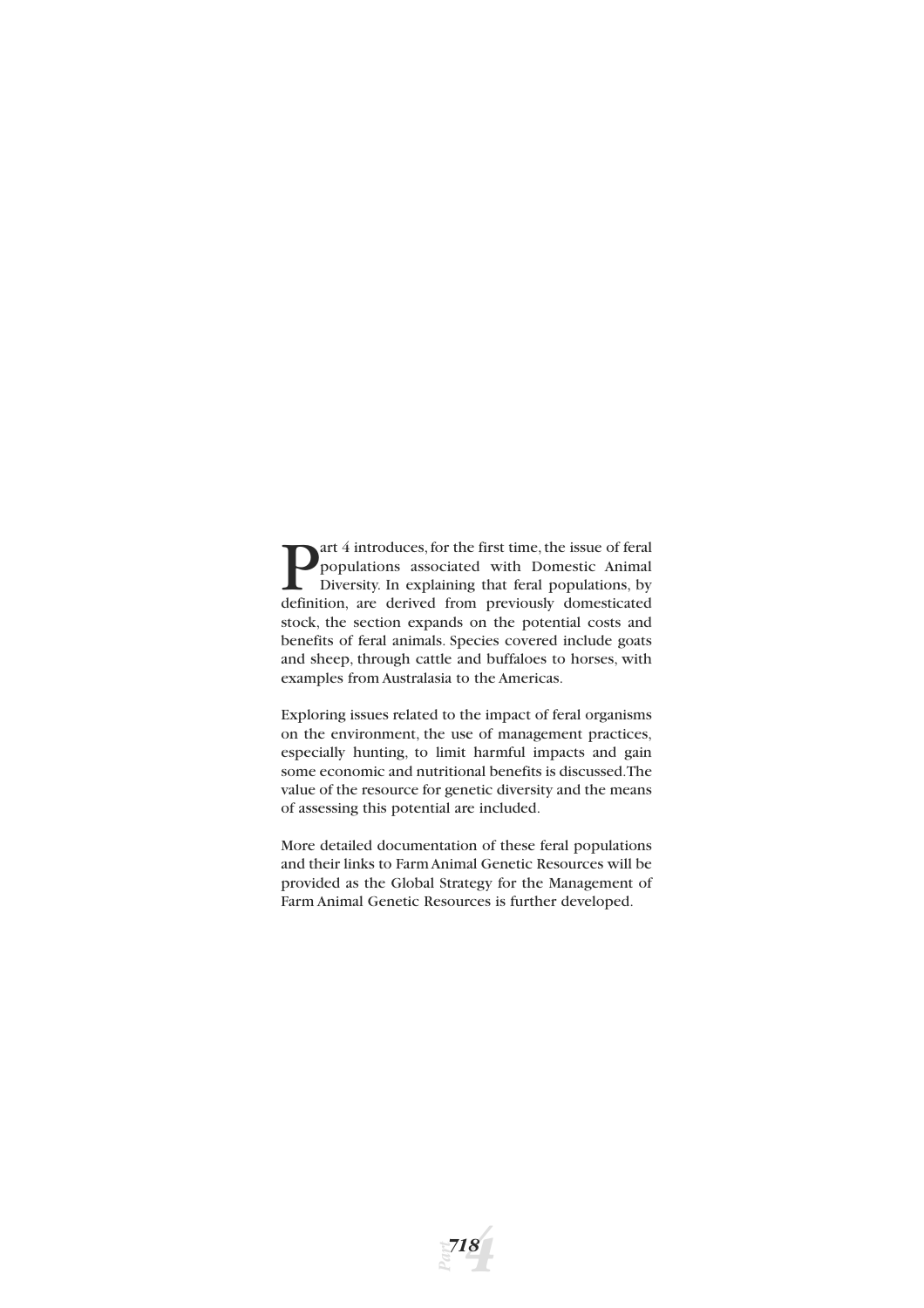Part 4 introduces, for the first time, the issue of feral populations associated with Domestic Animal Diversity. In explaining that feral populations, by definition, are derived from previously domesticated stock, the section expands on the potential costs and benefits of feral animals. Species covered include goats and sheep, through cattle and buffaloes to horses, with examples from Australasia to the Americas.

Exploring issues related to the impact of feral organisms on the environment, the use of management practices, especially hunting, to limit harmful impacts and gain some economic and nutritional benefits is discussed.The value of the resource for genetic diversity and the means of assessing this potential are included.

More detailed documentation of these feral populations and their links to Farm Animal Genetic Resources will be provided as the Global Strategy for the Management of Farm Animal Genetic Resources is further developed.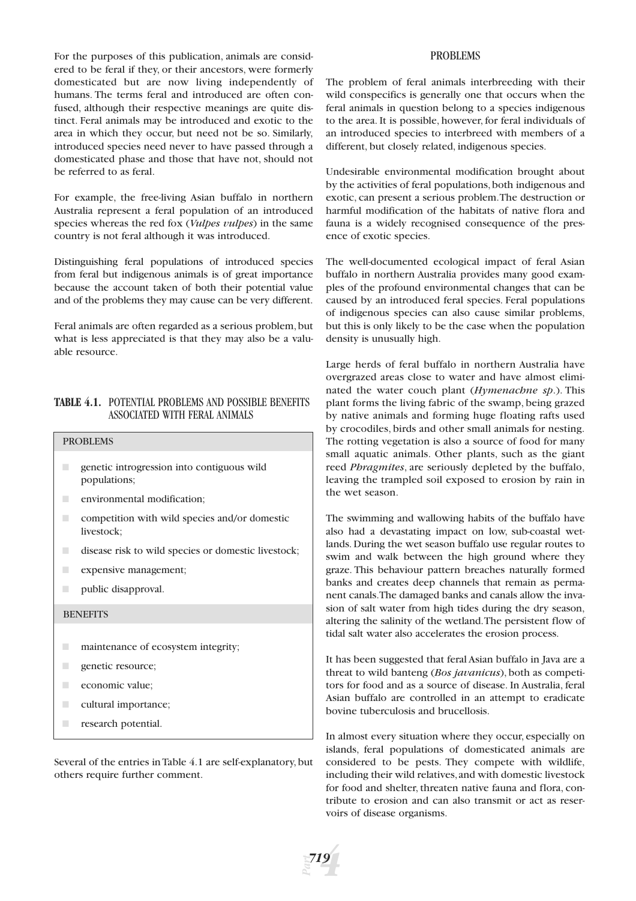For the purposes of this publication, animals are considered to be feral if they, or their ancestors, were formerly domesticated but are now living independently of humans. The terms feral and introduced are often confused, although their respective meanings are quite distinct. Feral animals may be introduced and exotic to the area in which they occur, but need not be so. Similarly, introduced species need never to have passed through a domesticated phase and those that have not, should not be referred to as feral.

For example, the free-living Asian buffalo in northern Australia represent a feral population of an introduced species whereas the red fox (*Vulpes vulpes*) in the same country is not feral although it was introduced.

Distinguishing feral populations of introduced species from feral but indigenous animals is of great importance because the account taken of both their potential value and of the problems they may cause can be very different.

Feral animals are often regarded as a serious problem, but what is less appreciated is that they may also be a valuable resource.

**TABLE 4.1.** POTENTIAL PROBLEMS AND POSSIBLE BENEFITS ASSOCIATED WITH FERAL ANIMALS

| PROBLEMS |
|---|
| genetic introgression into contiguous wild populations; |
| environmental modification; |
| competition with wild species and/or domestic livestock; |
| disease risk to wild species or domestic livestock; |
| expensive management; |
| public disapproval. |
| **BENEFITS** |
| maintenance of ecosystem integrity; |
| genetic resource; |
| economic value; |
| cultural importance; |
| research potential. |

Several of the entries in Table 4.1 are self-explanatory, but others require further comment.

## PROBLEMS

The problem of feral animals interbreeding with their wild conspecifics is generally one that occurs when the feral animals in question belong to a species indigenous to the area. It is possible, however, for feral individuals of an introduced species to interbreed with members of a different, but closely related, indigenous species.

Undesirable environmental modification brought about by the activities of feral populations, both indigenous and exotic, can present a serious problem. The destruction or harmful modification of the habitats of native flora and fauna is a widely recognised consequence of the presence of exotic species.

The well-documented ecological impact of feral Asian buffalo in northern Australia provides many good examples of the profound environmental changes that can be caused by an introduced feral species. Feral populations of indigenous species can also cause similar problems, but this is only likely to be the case when the population density is unusually high.

Large herds of feral buffalo in northern Australia have overgrazed areas close to water and have almost eliminated the water couch plant (*Hymenachne sp.*). This plant forms the living fabric of the swamp, being grazed by native animals and forming huge floating rafts used by crocodiles, birds and other small animals for nesting. The rotting vegetation is also a source of food for many small aquatic animals. Other plants, such as the giant reed *Phragmites*, are seriously depleted by the buffalo, leaving the trampled soil exposed to erosion by rain in the wet season.

The swimming and wallowing habits of the buffalo have also had a devastating impact on low, sub-coastal wetlands. During the wet season buffalo use regular routes to swim and walk between the high ground where they graze. This behaviour pattern breaches naturally formed banks and creates deep channels that remain as permanent canals. The damaged banks and canals allow the invasion of salt water from high tides during the dry season, altering the salinity of the wetland. The persistent flow of tidal salt water also accelerates the erosion process.

It has been suggested that feral Asian buffalo in Java are a threat to wild banteng (*Bos javanicus*), both as competitors for food and as a source of disease. In Australia, feral Asian buffalo are controlled in an attempt to eradicate bovine tuberculosis and brucellosis.

In almost every situation where they occur, especially on islands, feral populations of domesticated animals are considered to be pests. They compete with wildlife, including their wild relatives, and with domestic livestock for food and shelter, threaten native fauna and flora, contribute to erosion and can also transmit or act as reservoirs of disease organisms.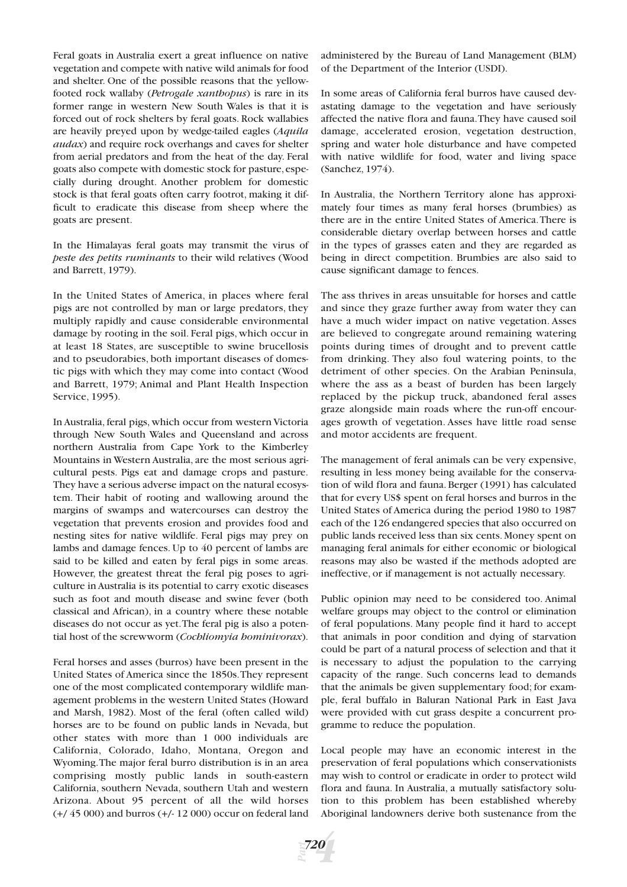Feral goats in Australia exert a great influence on native vegetation and compete with native wild animals for food and shelter. One of the possible reasons that the yellow-footed rock wallaby (*Petrogale xanthopus*) is rare in its former range in western New South Wales is that it is forced out of rock shelters by feral goats. Rock wallabies are heavily preyed upon by wedge-tailed eagles (*Aquila audax*) and require rock overhangs and caves for shelter from aerial predators and from the heat of the day. Feral goats also compete with domestic stock for pasture, especially during drought. Another problem for domestic stock is that feral goats often carry footrot, making it difficult to eradicate this disease from sheep where the goats are present.

In the Himalayas feral goats may transmit the virus of *peste des petits ruminants* to their wild relatives (Wood and Barrett, 1979).

In the United States of America, in places where feral pigs are not controlled by man or large predators, they multiply rapidly and cause considerable environmental damage by rooting in the soil. Feral pigs, which occur in at least 18 States, are susceptible to swine brucellosis and to pseudorabies, both important diseases of domestic pigs with which they may come into contact (Wood and Barrett, 1979; Animal and Plant Health Inspection Service, 1995).

In Australia, feral pigs, which occur from western Victoria through New South Wales and Queensland and across northern Australia from Cape York to the Kimberley Mountains in Western Australia, are the most serious agricultural pests. Pigs eat and damage crops and pasture. They have a serious adverse impact on the natural ecosystem. Their habit of rooting and wallowing around the margins of swamps and watercourses can destroy the vegetation that prevents erosion and provides food and nesting sites for native wildlife. Feral pigs may prey on lambs and damage fences. Up to 40 percent of lambs are said to be killed and eaten by feral pigs in some areas. However, the greatest threat the feral pig poses to agriculture in Australia is its potential to carry exotic diseases such as foot and mouth disease and swine fever (both classical and African), in a country where these notable diseases do not occur as yet. The feral pig is also a potential host of the screwworm (*Cochliomyia hominivorax*).

Feral horses and asses (burros) have been present in the United States of America since the 1850s. They represent one of the most complicated contemporary wildlife management problems in the western United States (Howard and Marsh, 1982). Most of the feral (often called wild) horses are to be found on public lands in Nevada, but other states with more than 1 000 individuals are California, Colorado, Idaho, Montana, Oregon and Wyoming. The major feral burro distribution is in an area comprising mostly public lands in south-eastern California, southern Nevada, southern Utah and western Arizona. About 95 percent of all the wild horses (+/ 45 000) and burros (+/- 12 000) occur on federal land administered by the Bureau of Land Management (BLM) of the Department of the Interior (USDI).

In some areas of California feral burros have caused devastating damage to the vegetation and have seriously affected the native flora and fauna. They have caused soil damage, accelerated erosion, vegetation destruction, spring and water hole disturbance and have competed with native wildlife for food, water and living space (Sanchez, 1974).

In Australia, the Northern Territory alone has approximately four times as many feral horses (brumbies) as there are in the entire United States of America. There is considerable dietary overlap between horses and cattle in the types of grasses eaten and they are regarded as being in direct competition. Brumbies are also said to cause significant damage to fences.

The ass thrives in areas unsuitable for horses and cattle and since they graze further away from water they can have a much wider impact on native vegetation. Asses are believed to congregate around remaining watering points during times of drought and to prevent cattle from drinking. They also foul watering points, to the detriment of other species. On the Arabian Peninsula, where the ass as a beast of burden has been largely replaced by the pickup truck, abandoned feral asses graze alongside main roads where the run-off encourages growth of vegetation. Asses have little road sense and motor accidents are frequent.

The management of feral animals can be very expensive, resulting in less money being available for the conservation of wild flora and fauna. Berger (1991) has calculated that for every US$ spent on feral horses and burros in the United States of America during the period 1980 to 1987 each of the 126 endangered species that also occurred on public lands received less than six cents. Money spent on managing feral animals for either economic or biological reasons may also be wasted if the methods adopted are ineffective, or if management is not actually necessary.

Public opinion may need to be considered too. Animal welfare groups may object to the control or elimination of feral populations. Many people find it hard to accept that animals in poor condition and dying of starvation could be part of a natural process of selection and that it is necessary to adjust the population to the carrying capacity of the range. Such concerns lead to demands that the animals be given supplementary food; for example, feral buffalo in Baluran National Park in East Java were provided with cut grass despite a concurrent programme to reduce the population.

Local people may have an economic interest in the preservation of feral populations which conservationists may wish to control or eradicate in order to protect wild flora and fauna. In Australia, a mutually satisfactory solution to this problem has been established whereby Aboriginal landowners derive both sustenance from the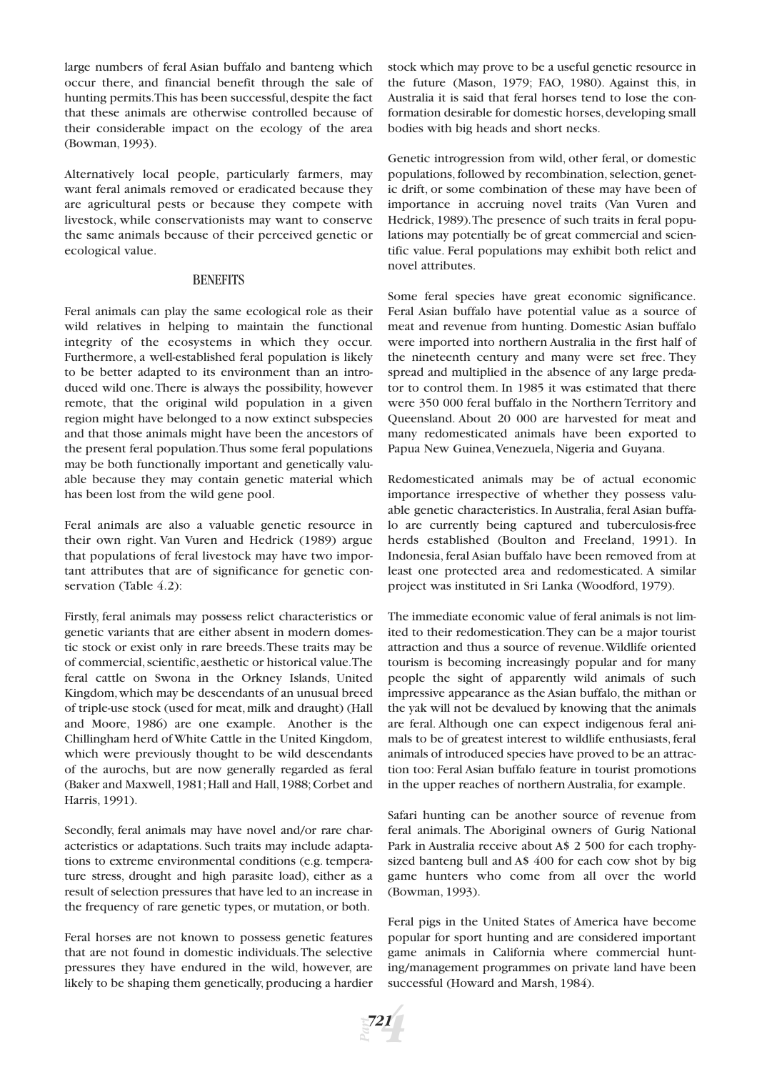large numbers of feral Asian buffalo and banteng which occur there, and financial benefit through the sale of hunting permits. This has been successful, despite the fact that these animals are otherwise controlled because of their considerable impact on the ecology of the area (Bowman, 1993).

Alternatively local people, particularly farmers, may want feral animals removed or eradicated because they are agricultural pests or because they compete with livestock, while conservationists may want to conserve the same animals because of their perceived genetic or ecological value.

## BENEFITS

Feral animals can play the same ecological role as their wild relatives in helping to maintain the functional integrity of the ecosystems in which they occur. Furthermore, a well-established feral population is likely to be better adapted to its environment than an introduced wild one. There is always the possibility, however remote, that the original wild population in a given region might have belonged to a now extinct subspecies and that those animals might have been the ancestors of the present feral population. Thus some feral populations may be both functionally important and genetically valuable because they may contain genetic material which has been lost from the wild gene pool.

Feral animals are also a valuable genetic resource in their own right. Van Vuren and Hedrick (1989) argue that populations of feral livestock may have two important attributes that are of significance for genetic conservation (Table 4.2):

Firstly, feral animals may possess relict characteristics or genetic variants that are either absent in modern domestic stock or exist only in rare breeds. These traits may be of commercial, scientific, aesthetic or historical value. The feral cattle on Swona in the Orkney Islands, United Kingdom, which may be descendants of an unusual breed of triple-use stock (used for meat, milk and draught) (Hall and Moore, 1986) are one example. Another is the Chillingham herd of White Cattle in the United Kingdom, which were previously thought to be wild descendants of the aurochs, but are now generally regarded as feral (Baker and Maxwell, 1981; Hall and Hall, 1988; Corbet and Harris, 1991).

Secondly, feral animals may have novel and/or rare characteristics or adaptations. Such traits may include adaptations to extreme environmental conditions (e.g. temperature stress, drought and high parasite load), either as a result of selection pressures that have led to an increase in the frequency of rare genetic types, or mutation, or both.

Feral horses are not known to possess genetic features that are not found in domestic individuals. The selective pressures they have endured in the wild, however, are likely to be shaping them genetically, producing a hardier stock which may prove to be a useful genetic resource in the future (Mason, 1979; FAO, 1980). Against this, in Australia it is said that feral horses tend to lose the conformation desirable for domestic horses, developing small bodies with big heads and short necks.

Genetic introgression from wild, other feral, or domestic populations, followed by recombination, selection, genetic drift, or some combination of these may have been of importance in accruing novel traits (Van Vuren and Hedrick, 1989). The presence of such traits in feral populations may potentially be of great commercial and scientific value. Feral populations may exhibit both relict and novel attributes.

Some feral species have great economic significance. Feral Asian buffalo have potential value as a source of meat and revenue from hunting. Domestic Asian buffalo were imported into northern Australia in the first half of the nineteenth century and many were set free. They spread and multiplied in the absence of any large predator to control them. In 1985 it was estimated that there were 350 000 feral buffalo in the Northern Territory and Queensland. About 20 000 are harvested for meat and many redomesticated animals have been exported to Papua New Guinea, Venezuela, Nigeria and Guyana.

Redomesticated animals may be of actual economic importance irrespective of whether they possess valuable genetic characteristics. In Australia, feral Asian buffalo are currently being captured and tuberculosis-free herds established (Boulton and Freeland, 1991). In Indonesia, feral Asian buffalo have been removed from at least one protected area and redomesticated. A similar project was instituted in Sri Lanka (Woodford, 1979).

The immediate economic value of feral animals is not limited to their redomestication. They can be a major tourist attraction and thus a source of revenue. Wildlife oriented tourism is becoming increasingly popular and for many people the sight of apparently wild animals of such impressive appearance as the Asian buffalo, the mithan or the yak will not be devalued by knowing that the animals are feral. Although one can expect indigenous feral animals to be of greatest interest to wildlife enthusiasts, feral animals of introduced species have proved to be an attraction too: Feral Asian buffalo feature in tourist promotions in the upper reaches of northern Australia, for example.

Safari hunting can be another source of revenue from feral animals. The Aboriginal owners of Gurig National Park in Australia receive about A$ 2 500 for each trophy-sized banteng bull and A$ 400 for each cow shot by big game hunters who come from all over the world (Bowman, 1993).

Feral pigs in the United States of America have become popular for sport hunting and are considered important game animals in California where commercial hunting/management programmes on private land have been successful (Howard and Marsh, 1984).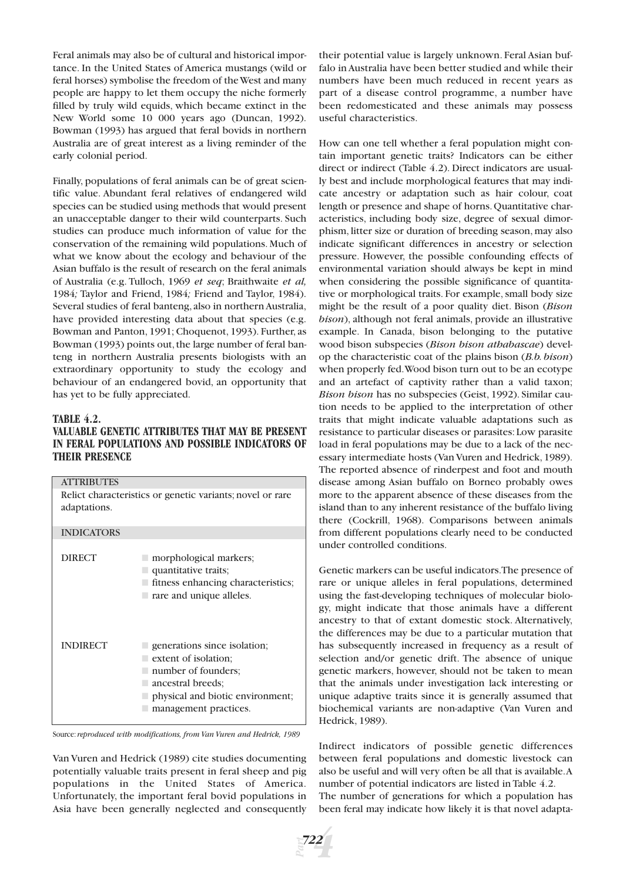Feral animals may also be of cultural and historical importance. In the United States of America mustangs (wild or feral horses) symbolise the freedom of the West and many people are happy to let them occupy the niche formerly filled by truly wild equids, which became extinct in the New World some 10 000 years ago (Duncan, 1992). Bowman (1993) has argued that feral bovids in northern Australia are of great interest as a living reminder of the early colonial period.

Finally, populations of feral animals can be of great scientific value. Abundant feral relatives of endangered wild species can be studied using methods that would present an unacceptable danger to their wild counterparts. Such studies can produce much information of value for the conservation of the remaining wild populations. Much of what we know about the ecology and behaviour of the Asian buffalo is the result of research on the feral animals of Australia (e.g. Tulloch, 1969 *et seq*; Braithwaite *et al,* 1984*;* Taylor and Friend, 1984*;* Friend and Taylor, 1984). Several studies of feral banteng, also in northern Australia, have provided interesting data about that species (e.g. Bowman and Panton, 1991; Choquenot, 1993). Further, as Bowman (1993) points out, the large number of feral banteng in northern Australia presents biologists with an extraordinary opportunity to study the ecology and behaviour of an endangered bovid, an opportunity that has yet to be fully appreciated.

### TABLE 4.2.
### VALUABLE GENETIC ATTRIBUTES THAT MAY BE PRESENT IN FERAL POPULATIONS AND POSSIBLE INDICATORS OF THEIR PRESENCE

| ATTRIBUTES | |
|---|---|
| Relict characteristics or genetic variants; novel or rare adaptations. | |
| **INDICATORS** | |
| DIRECT | morphological markers;<br>quantitative traits;<br>fitness enhancing characteristics;<br>rare and unique alleles. |
| INDIRECT | generations since isolation;<br>extent of isolation;<br>number of founders;<br>ancestral breeds;<br>physical and biotic environment;<br>management practices. |

Source: *reproduced with modifications, from Van Vuren and Hedrick, 1989*

Van Vuren and Hedrick (1989) cite studies documenting potentially valuable traits present in feral sheep and pig populations in the United States of America. Unfortunately, the important feral bovid populations in Asia have been generally neglected and consequently their potential value is largely unknown. Feral Asian buffalo in Australia have been better studied and while their numbers have been much reduced in recent years as part of a disease control programme, a number have been redomesticated and these animals may possess useful characteristics.

How can one tell whether a feral population might contain important genetic traits? Indicators can be either direct or indirect (Table 4.2). Direct indicators are usually best and include morphological features that may indicate ancestry or adaptation such as hair colour, coat length or presence and shape of horns. Quantitative characteristics, including body size, degree of sexual dimorphism, litter size or duration of breeding season, may also indicate significant differences in ancestry or selection pressure. However, the possible confounding effects of environmental variation should always be kept in mind when considering the possible significance of quantitative or morphological traits. For example, small body size might be the result of a poor quality diet. Bison (*Bison bison*), although not feral animals, provide an illustrative example. In Canada, bison belonging to the putative wood bison subspecies (*Bison bison athabascae*) develop the characteristic coat of the plains bison (*B.b. bison*) when properly fed. Wood bison turn out to be an ecotype and an artefact of captivity rather than a valid taxon; *Bison bison* has no subspecies (Geist, 1992). Similar caution needs to be applied to the interpretation of other traits that might indicate valuable adaptations such as resistance to particular diseases or parasites: Low parasite load in feral populations may be due to a lack of the necessary intermediate hosts (Van Vuren and Hedrick, 1989). The reported absence of rinderpest and foot and mouth disease among Asian buffalo on Borneo probably owes more to the apparent absence of these diseases from the island than to any inherent resistance of the buffalo living there (Cockrill, 1968). Comparisons between animals from different populations clearly need to be conducted under controlled conditions.

Genetic markers can be useful indicators. The presence of rare or unique alleles in feral populations, determined using the fast-developing techniques of molecular biology, might indicate that those animals have a different ancestry to that of extant domestic stock. Alternatively, the differences may be due to a particular mutation that has subsequently increased in frequency as a result of selection and/or genetic drift. The absence of unique genetic markers, however, should not be taken to mean that the animals under investigation lack interesting or unique adaptive traits since it is generally assumed that biochemical variants are non-adaptive (Van Vuren and Hedrick, 1989).

Indirect indicators of possible genetic differences between feral populations and domestic livestock can also be useful and will very often be all that is available. A number of potential indicators are listed in Table 4.2.

The number of generations for which a population has been feral may indicate how likely it is that novel adapta-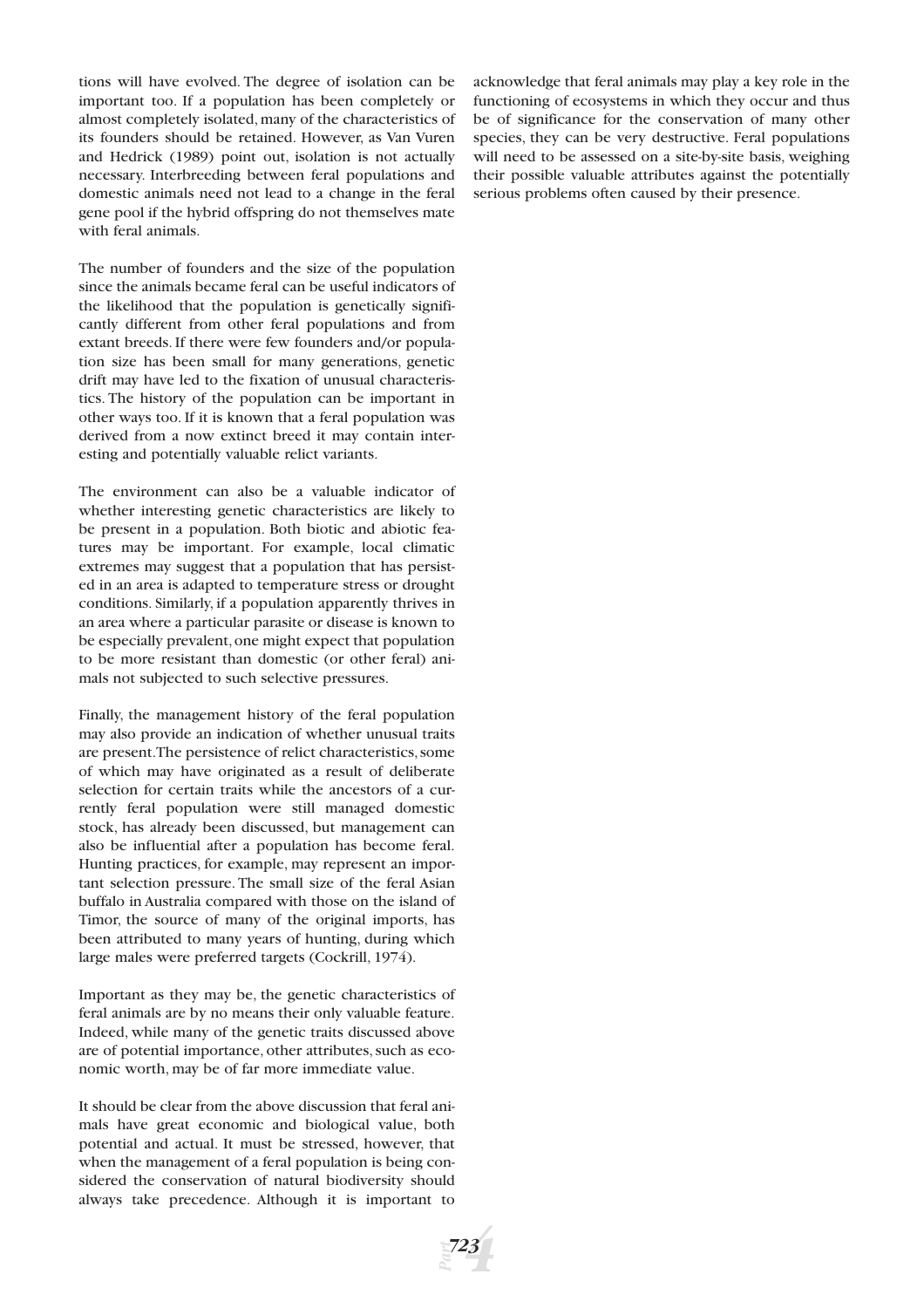tions will have evolved. The degree of isolation can be important too. If a population has been completely or almost completely isolated, many of the characteristics of its founders should be retained. However, as Van Vuren and Hedrick (1989) point out, isolation is not actually necessary. Interbreeding between feral populations and domestic animals need not lead to a change in the feral gene pool if the hybrid offspring do not themselves mate with feral animals.

The number of founders and the size of the population since the animals became feral can be useful indicators of the likelihood that the population is genetically significantly different from other feral populations and from extant breeds. If there were few founders and/or population size has been small for many generations, genetic drift may have led to the fixation of unusual characteristics. The history of the population can be important in other ways too. If it is known that a feral population was derived from a now extinct breed it may contain interesting and potentially valuable relict variants.

The environment can also be a valuable indicator of whether interesting genetic characteristics are likely to be present in a population. Both biotic and abiotic features may be important. For example, local climatic extremes may suggest that a population that has persisted in an area is adapted to temperature stress or drought conditions. Similarly, if a population apparently thrives in an area where a particular parasite or disease is known to be especially prevalent, one might expect that population to be more resistant than domestic (or other feral) animals not subjected to such selective pressures.

Finally, the management history of the feral population may also provide an indication of whether unusual traits are present. The persistence of relict characteristics, some of which may have originated as a result of deliberate selection for certain traits while the ancestors of a currently feral population were still managed domestic stock, has already been discussed, but management can also be influential after a population has become feral. Hunting practices, for example, may represent an important selection pressure. The small size of the feral Asian buffalo in Australia compared with those on the island of Timor, the source of many of the original imports, has been attributed to many years of hunting, during which large males were preferred targets (Cockrill, 1974).

Important as they may be, the genetic characteristics of feral animals are by no means their only valuable feature. Indeed, while many of the genetic traits discussed above are of potential importance, other attributes, such as economic worth, may be of far more immediate value.

It should be clear from the above discussion that feral animals have great economic and biological value, both potential and actual. It must be stressed, however, that when the management of a feral population is being considered the conservation of natural biodiversity should always take precedence. Although it is important to acknowledge that feral animals may play a key role in the functioning of ecosystems in which they occur and thus be of significance for the conservation of many other species, they can be very destructive. Feral populations will need to be assessed on a site-by-site basis, weighing their possible valuable attributes against the potentially serious problems often caused by their presence.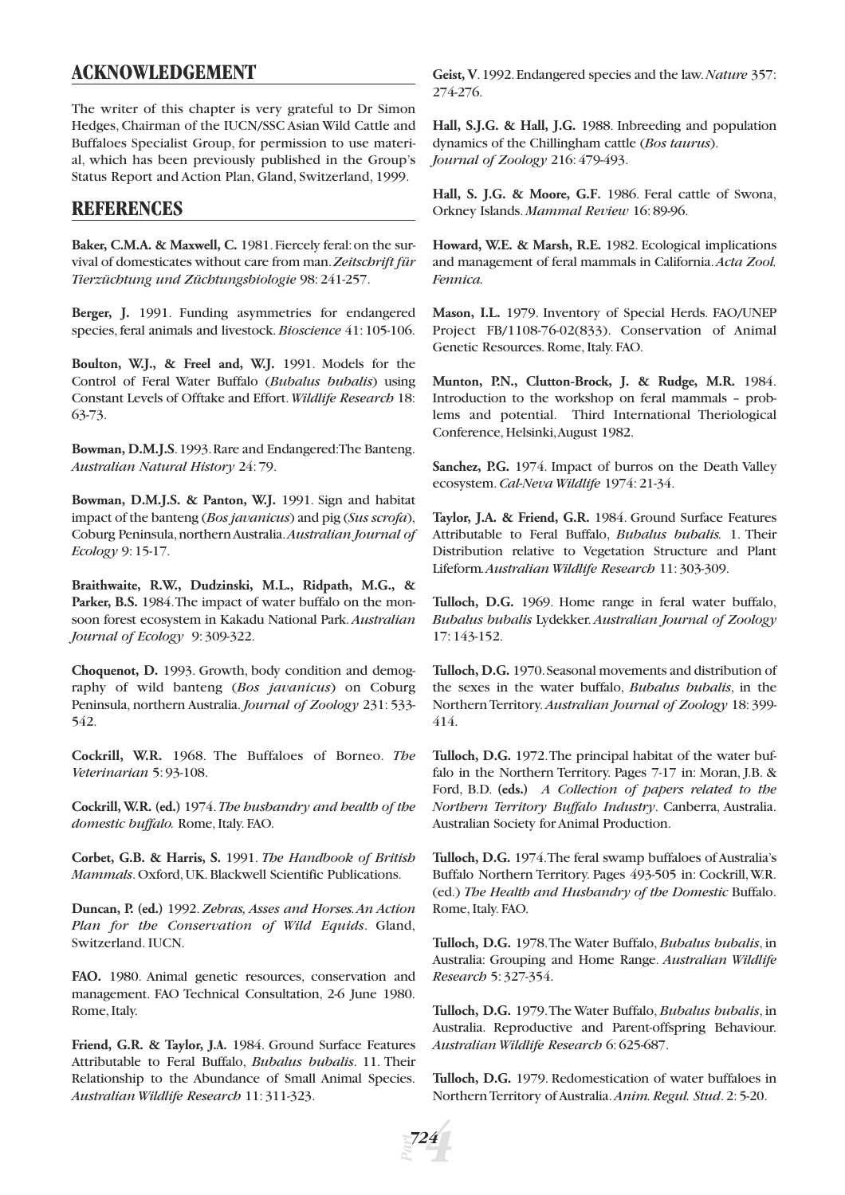## ACKNOWLEDGEMENT

The writer of this chapter is very grateful to Dr Simon Hedges, Chairman of the IUCN/SSC Asian Wild Cattle and Buffaloes Specialist Group, for permission to use material, which has been previously published in the Group's Status Report and Action Plan, Gland, Switzerland, 1999.

## REFERENCES

**Baker, C.M.A. & Maxwell, C.** 1981. Fiercely feral: on the survival of domesticates without care from man. *Zeitschrift für Tierzüchtung und Züchtungsbiologie* 98: 241-257.

**Berger, J.** 1991. Funding asymmetries for endangered species, feral animals and livestock. *Bioscience* 41: 105-106.

**Boulton, W.J., & Freel and, W.J.** 1991. Models for the Control of Feral Water Buffalo (*Bubalus bubalis*) using Constant Levels of Offtake and Effort. *Wildlife Research* 18: 63-73.

**Bowman, D.M.J.S.** 1993. Rare and Endangered: The Banteng. *Australian Natural History* 24: 79.

**Bowman, D.M.J.S. & Panton, W.J.** 1991. Sign and habitat impact of the banteng (*Bos javanicus*) and pig (*Sus scrofa*), Coburg Peninsula, northern Australia. *Australian Journal of Ecology* 9: 15-17.

**Braithwaite, R.W., Dudzinski, M.L., Ridpath, M.G., & Parker, B.S.** 1984. The impact of water buffalo on the monsoon forest ecosystem in Kakadu National Park. *Australian Journal of Ecology* 9: 309-322.

**Choquenot, D.** 1993. Growth, body condition and demography of wild banteng (*Bos javanicus*) on Coburg Peninsula, northern Australia. *Journal of Zoology* 231: 533-542.

**Cockrill, W.R.** 1968. The Buffaloes of Borneo. *The Veterinarian* 5: 93-108.

**Cockrill, W.R. (ed.)** 1974. *The husbandry and health of the domestic buffalo.* Rome, Italy. FAO.

**Corbet, G.B. & Harris, S.** 1991. *The Handbook of British Mammals*. Oxford, UK. Blackwell Scientific Publications.

**Duncan, P. (ed.)** 1992. *Zebras, Asses and Horses. An Action Plan for the Conservation of Wild Equids*. Gland, Switzerland. IUCN.

**FAO.** 1980. Animal genetic resources, conservation and management. FAO Technical Consultation, 2-6 June 1980. Rome, Italy.

**Friend, G.R. & Taylor, J.A.** 1984. Ground Surface Features Attributable to Feral Buffalo, *Bubalus bubalis*. 11. Their Relationship to the Abundance of Small Animal Species. *Australian Wildlife Research* 11: 311-323.

**Geist, V.** 1992. Endangered species and the law. *Nature* 357: 274-276.

**Hall, S.J.G. & Hall, J.G.** 1988. Inbreeding and population dynamics of the Chillingham cattle (*Bos taurus*). *Journal of Zoology* 216: 479-493.

**Hall, S. J.G. & Moore, G.F.** 1986. Feral cattle of Swona, Orkney Islands. *Mammal Review* 16: 89-96.

**Howard, W.E. & Marsh, R.E.** 1982. Ecological implications and management of feral mammals in California. *Acta Zool. Fennica.*

**Mason, I.L.** 1979. Inventory of Special Herds. FAO/UNEP Project FB/1108-76-02(833). Conservation of Animal Genetic Resources. Rome, Italy. FAO.

**Munton, P.N., Clutton-Brock, J. & Rudge, M.R.** 1984. Introduction to the workshop on feral mammals – problems and potential. Third International Theriological Conference, Helsinki, August 1982.

**Sanchez, P.G.** 1974. Impact of burros on the Death Valley ecosystem. *Cal-Neva Wildlife* 1974: 21-34.

**Taylor, J.A. & Friend, G.R.** 1984. Ground Surface Features Attributable to Feral Buffalo, *Bubalus bubalis.* 1. Their Distribution relative to Vegetation Structure and Plant Lifeform. *Australian Wildlife Research* 11: 303-309.

**Tulloch, D.G.** 1969. Home range in feral water buffalo, *Bubalus bubalis* Lydekker. *Australian Journal of Zoology* 17: 143-152.

**Tulloch, D.G.** 1970. Seasonal movements and distribution of the sexes in the water buffalo, *Bubalus bubalis*, in the Northern Territory. *Australian Journal of Zoology* 18: 399-414.

**Tulloch, D.G.** 1972. The principal habitat of the water buffalo in the Northern Territory. Pages 7-17 in: Moran, J.B. & Ford, B.D. **(eds.)** *A Collection of papers related to the Northern Territory Buffalo Industry*. Canberra, Australia. Australian Society for Animal Production.

**Tulloch, D.G.** 1974. The feral swamp buffaloes of Australia's Buffalo Northern Territory. Pages 493-505 in: Cockrill, W.R. (ed.) *The Health and Husbandry of the Domestic* Buffalo. Rome, Italy. FAO.

**Tulloch, D.G.** 1978. The Water Buffalo, *Bubalus bubalis*, in Australia: Grouping and Home Range. *Australian Wildlife Research* 5: 327-354.

**Tulloch, D.G.** 1979. The Water Buffalo, *Bubalus bubalis*, in Australia. Reproductive and Parent-offspring Behaviour. *Australian Wildlife Research* 6: 625-687.

**Tulloch, D.G.** 1979. Redomestication of water buffaloes in Northern Territory of Australia. *Anim. Regul. Stud*. 2: 5-20.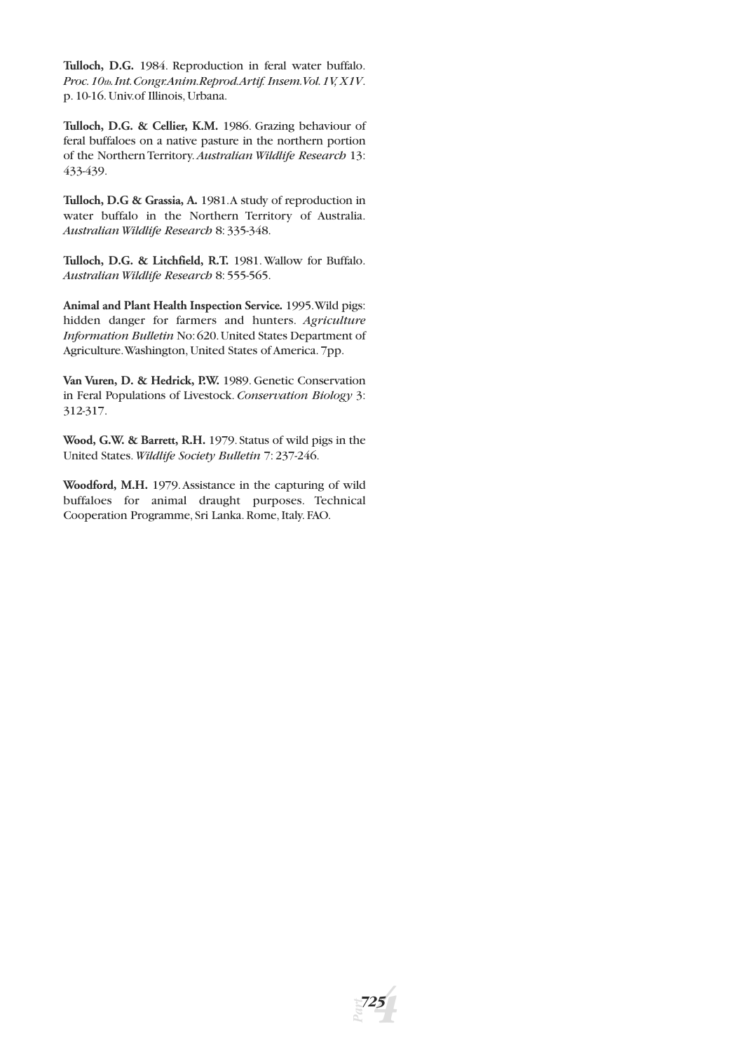**Tulloch, D.G.** 1984. Reproduction in feral water buffalo. *Proc. 10th. Int. Congr. Anim. Reprod. Artif. Insem. Vol. 1V, X1V*. p. 10-16. Univ. of Illinois, Urbana.

**Tulloch, D.G. & Cellier, K.M.** 1986. Grazing behaviour of feral buffaloes on a native pasture in the northern portion of the Northern Territory. *Australian Wildlife Research* 13: 433-439.

**Tulloch, D.G & Grassia, A.** 1981. A study of reproduction in water buffalo in the Northern Territory of Australia. *Australian Wildlife Research* 8: 335-348.

**Tulloch, D.G. & Litchfield, R.T.** 1981. Wallow for Buffalo. *Australian Wildlife Research* 8: 555-565.

**Animal and Plant Health Inspection Service.** 1995. Wild pigs: hidden danger for farmers and hunters. *Agriculture Information Bulletin* No: 620. United States Department of Agriculture. Washington, United States of America. 7pp.

**Van Vuren, D. & Hedrick, P.W.** 1989. Genetic Conservation in Feral Populations of Livestock. *Conservation Biology* 3: 312-317.

**Wood, G.W. & Barrett, R.H.** 1979. Status of wild pigs in the United States. *Wildlife Society Bulletin* 7: 237-246.

**Woodford, M.H.** 1979. Assistance in the capturing of wild buffaloes for animal draught purposes. Technical Cooperation Programme, Sri Lanka. Rome, Italy. FAO.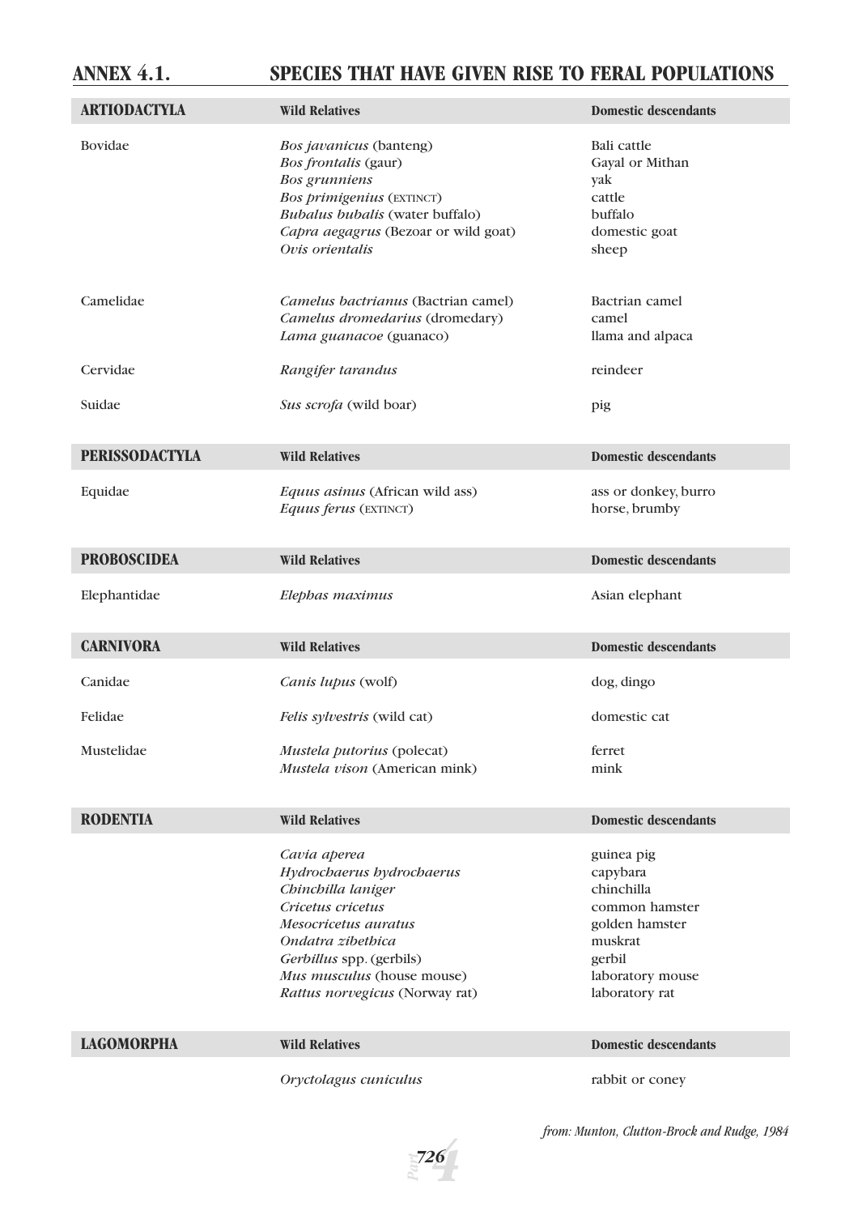## ANNEX 4.1. SPECIES THAT HAVE GIVEN RISE TO FERAL POPULATIONS

| **ARTIODACTYLA** | **Wild Relatives** | **Domestic descendants** |
|---|---|---|
| Bovidae | *Bos javanicus* (banteng) | Bali cattle |
| | *Bos frontalis* (gaur) | Gayal or Mithan |
| | *Bos grunniens* | yak |
| | *Bos primigenius* (EXTINCT) | cattle |
| | *Bubalus bubalis* (water buffalo) | buffalo |
| | *Capra aegagrus* (Bezoar or wild goat) | domestic goat |
| | *Ovis orientalis* | sheep |
| Camelidae | *Camelus bactrianus* (Bactrian camel) | Bactrian camel |
| | *Camelus dromedarius* (dromedary) | camel |
| | *Lama guanacoe* (guanaco) | llama and alpaca |
| Cervidae | *Rangifer tarandus* | reindeer |
| Suidae | *Sus scrofa* (wild boar) | pig |
| **PERISSODACTYLA** | **Wild Relatives** | **Domestic descendants** |
| Equidae | *Equus asinus* (African wild ass) | ass or donkey, burro |
| | *Equus ferus* (EXTINCT) | horse, brumby |
| **PROBOSCIDEA** | **Wild Relatives** | **Domestic descendants** |
| Elephantidae | *Elephas maximus* | Asian elephant |
| **CARNIVORA** | **Wild Relatives** | **Domestic descendants** |
| Canidae | *Canis lupus* (wolf) | dog, dingo |
| Felidae | *Felis sylvestris* (wild cat) | domestic cat |
| Mustelidae | *Mustela putorius* (polecat) | ferret |
| | *Mustela vison* (American mink) | mink |
| **RODENTIA** | **Wild Relatives** | **Domestic descendants** |
| | *Cavia aperea* | guinea pig |
| | *Hydrochaerus hydrochaerus* | capybara |
| | *Chinchilla laniger* | chinchilla |
| | *Cricetus cricetus* | common hamster |
| | *Mesocricetus auratus* | golden hamster |
| | *Ondatra zibethica* | muskrat |
| | *Gerbillus* spp. (gerbils) | gerbil |
| | *Mus musculus* (house mouse) | laboratory mouse |
| | *Rattus norvegicus* (Norway rat) | laboratory rat |
| **LAGOMORPHA** | **Wild Relatives** | **Domestic descendants** |
| | *Oryctolagus cuniculus* | rabbit or coney |

*from: Munton, Clutton-Brock and Rudge, 1984*